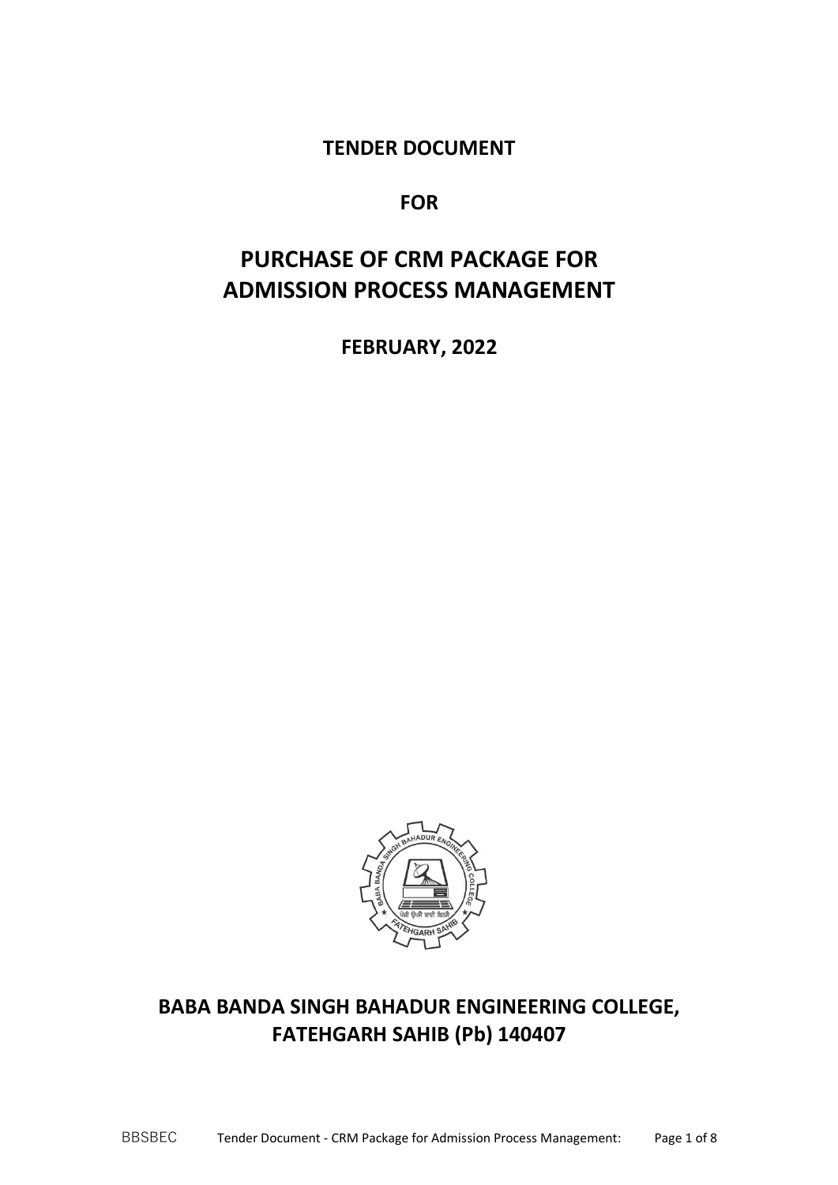**TENDER DOCUMENT**

**FOR**

# PURCHASE OF CRM PACKAGE FOR ADMISSION PROCESS MANAGEMENT

**FEBRUARY, 2022**

## BABA BANDA SINGH BAHADUR ENGINEERING COLLEGE, FATEHGARH SAHIB (Pb) 140407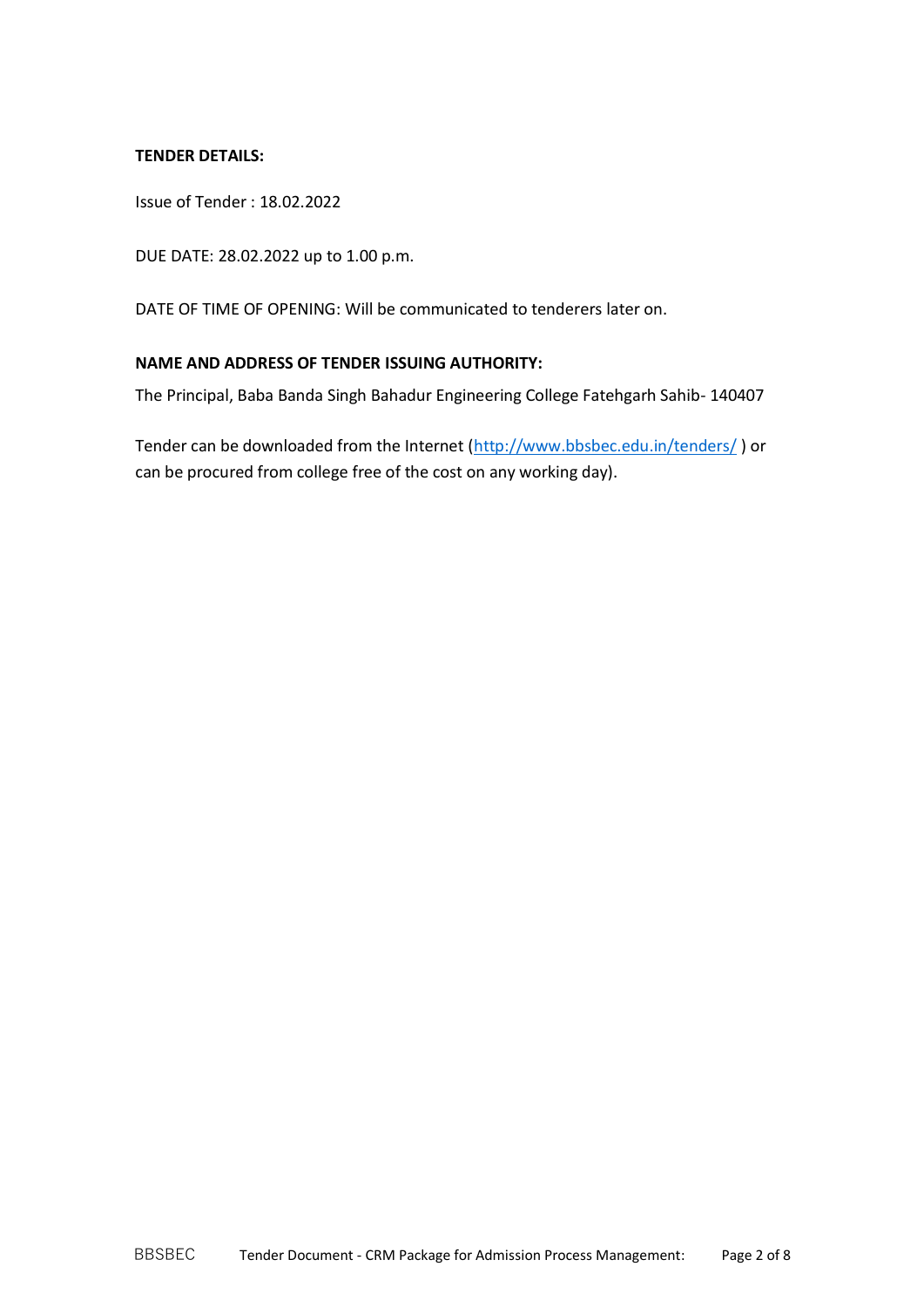**TENDER DETAILS:**

Issue of Tender : 18.02.2022

DUE DATE: 28.02.2022 up to 1.00 p.m.

DATE OF TIME OF OPENING: Will be communicated to tenderers later on.

**NAME AND ADDRESS OF TENDER ISSUING AUTHORITY:**

The Principal, Baba Banda Singh Bahadur Engineering College Fatehgarh Sahib- 140407

Tender can be downloaded from the Internet (http://www.bbsbec.edu.in/tenders/ ) or can be procured from college free of the cost on any working day).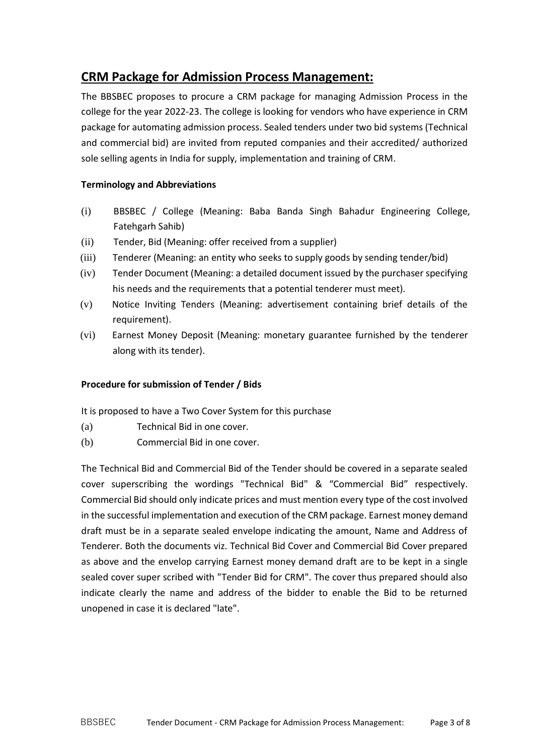## CRM Package for Admission Process Management:

The BBSBEC proposes to procure a CRM package for managing Admission Process in the college for the year 2022-23. The college is looking for vendors who have experience in CRM package for automating admission process. Sealed tenders under two bid systems (Technical and commercial bid) are invited from reputed companies and their accredited/ authorized sole selling agents in India for supply, implementation and training of CRM.

**Terminology and Abbreviations**

(i) BBSBEC / College (Meaning: Baba Banda Singh Bahadur Engineering College, Fatehgarh Sahib)

(ii) Tender, Bid (Meaning: offer received from a supplier)

(iii) Tenderer (Meaning: an entity who seeks to supply goods by sending tender/bid)

(iv) Tender Document (Meaning: a detailed document issued by the purchaser specifying his needs and the requirements that a potential tenderer must meet).

(v) Notice Inviting Tenders (Meaning: advertisement containing brief details of the requirement).

(vi) Earnest Money Deposit (Meaning: monetary guarantee furnished by the tenderer along with its tender).

**Procedure for submission of Tender / Bids**

It is proposed to have a Two Cover System for this purchase

(a) Technical Bid in one cover.

(b) Commercial Bid in one cover.

The Technical Bid and Commercial Bid of the Tender should be covered in a separate sealed cover superscribing the wordings "Technical Bid" & "Commercial Bid" respectively. Commercial Bid should only indicate prices and must mention every type of the cost involved in the successful implementation and execution of the CRM package. Earnest money demand draft must be in a separate sealed envelope indicating the amount, Name and Address of Tenderer. Both the documents viz. Technical Bid Cover and Commercial Bid Cover prepared as above and the envelop carrying Earnest money demand draft are to be kept in a single sealed cover super scribed with "Tender Bid for CRM". The cover thus prepared should also indicate clearly the name and address of the bidder to enable the Bid to be returned unopened in case it is declared "late".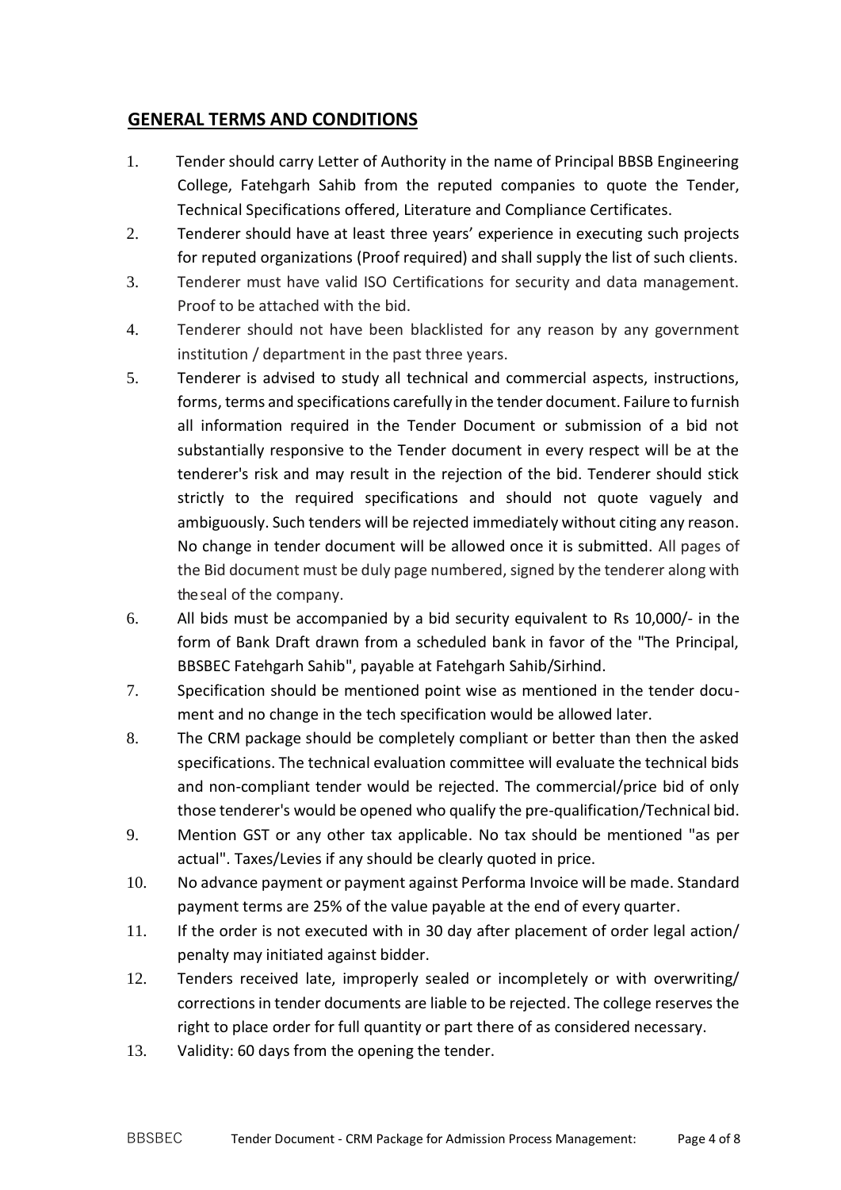## GENERAL TERMS AND CONDITIONS

1. Tender should carry Letter of Authority in the name of Principal BBSB Engineering College, Fatehgarh Sahib from the reputed companies to quote the Tender, Technical Specifications offered, Literature and Compliance Certificates.
2. Tenderer should have at least three years' experience in executing such projects for reputed organizations (Proof required) and shall supply the list of such clients.
3. Tenderer must have valid ISO Certifications for security and data management. Proof to be attached with the bid.
4. Tenderer should not have been blacklisted for any reason by any government institution / department in the past three years.
5. Tenderer is advised to study all technical and commercial aspects, instructions, forms, terms and specifications carefully in the tender document. Failure to furnish all information required in the Tender Document or submission of a bid not substantially responsive to the Tender document in every respect will be at the tenderer's risk and may result in the rejection of the bid. Tenderer should stick strictly to the required specifications and should not quote vaguely and ambiguously. Such tenders will be rejected immediately without citing any reason. No change in tender document will be allowed once it is submitted. All pages of the Bid document must be duly page numbered, signed by the tenderer along with theseal of the company.
6. All bids must be accompanied by a bid security equivalent to Rs 10,000/- in the form of Bank Draft drawn from a scheduled bank in favor of the "The Principal, BBSBEC Fatehgarh Sahib", payable at Fatehgarh Sahib/Sirhind.
7. Specification should be mentioned point wise as mentioned in the tender document and no change in the tech specification would be allowed later.
8. The CRM package should be completely compliant or better than then the asked specifications. The technical evaluation committee will evaluate the technical bids and non-compliant tender would be rejected. The commercial/price bid of only those tenderer's would be opened who qualify the pre-qualification/Technical bid.
9. Mention GST or any other tax applicable. No tax should be mentioned "as per actual". Taxes/Levies if any should be clearly quoted in price.
10. No advance payment or payment against Performa Invoice will be made. Standard payment terms are 25% of the value payable at the end of every quarter.
11. If the order is not executed with in 30 day after placement of order legal action/ penalty may initiated against bidder.
12. Tenders received late, improperly sealed or incompletely or with overwriting/ corrections in tender documents are liable to be rejected. The college reserves the right to place order for full quantity or part there of as considered necessary.
13. Validity: 60 days from the opening the tender.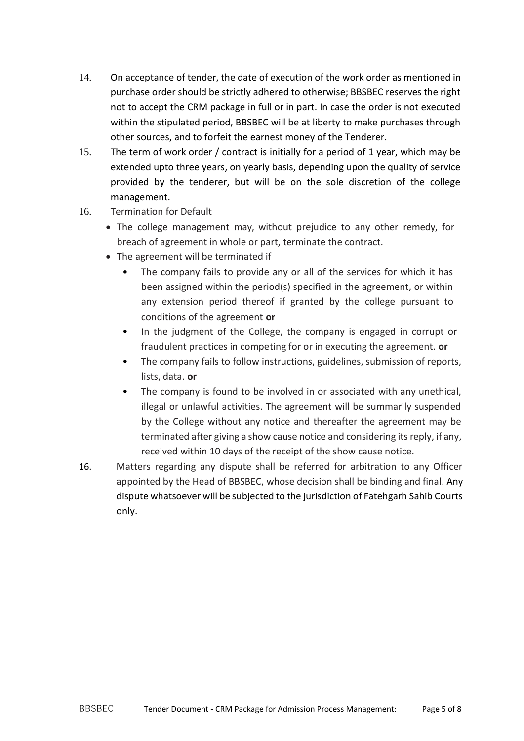14. On acceptance of tender, the date of execution of the work order as mentioned in purchase order should be strictly adhered to otherwise; BBSBEC reserves the right not to accept the CRM package in full or in part. In case the order is not executed within the stipulated period, BBSBEC will be at liberty to make purchases through other sources, and to forfeit the earnest money of the Tenderer.

15. The term of work order / contract is initially for a period of 1 year, which may be extended upto three years, on yearly basis, depending upon the quality of service provided by the tenderer, but will be on the sole discretion of the college management.

16. Termination for Default
    - The college management may, without prejudice to any other remedy, for breach of agreement in whole or part, terminate the contract.
    - The agreement will be terminated if
        - The company fails to provide any or all of the services for which it has been assigned within the period(s) specified in the agreement, or within any extension period thereof if granted by the college pursuant to conditions of the agreement **or**
        - In the judgment of the College, the company is engaged in corrupt or fraudulent practices in competing for or in executing the agreement. **or**
        - The company fails to follow instructions, guidelines, submission of reports, lists, data. **or**
        - The company is found to be involved in or associated with any unethical, illegal or unlawful activities. The agreement will be summarily suspended by the College without any notice and thereafter the agreement may be terminated after giving a show cause notice and considering its reply, if any, received within 10 days of the receipt of the show cause notice.

16. Matters regarding any dispute shall be referred for arbitration to any Officer appointed by the Head of BBSBEC, whose decision shall be binding and final. Any dispute whatsoever will be subjected to the jurisdiction of Fatehgarh Sahib Courts only.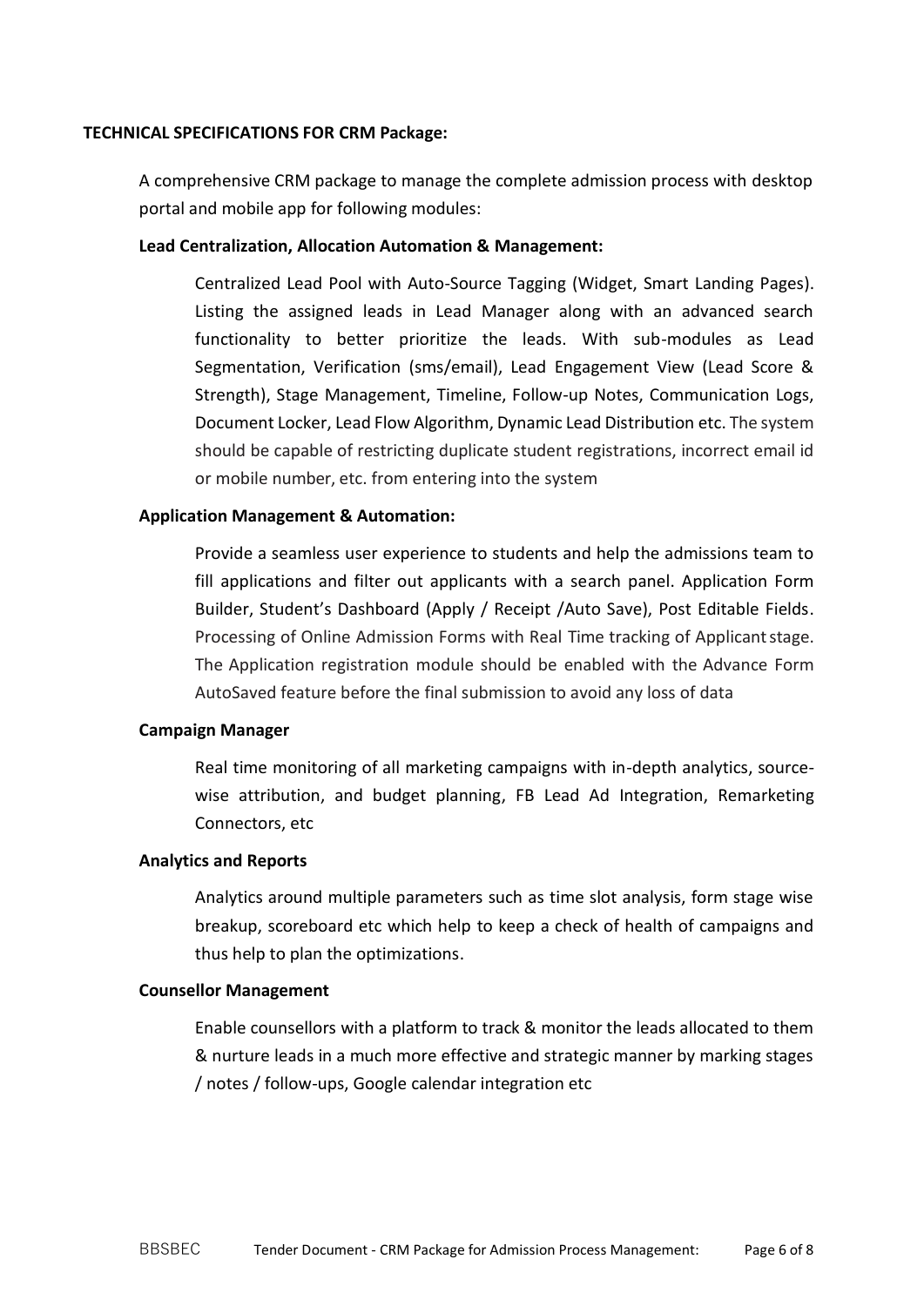**TECHNICAL SPECIFICATIONS FOR CRM Package:**

A comprehensive CRM package to manage the complete admission process with desktop portal and mobile app for following modules:

**Lead Centralization, Allocation Automation & Management:**

Centralized Lead Pool with Auto-Source Tagging (Widget, Smart Landing Pages). Listing the assigned leads in Lead Manager along with an advanced search functionality to better prioritize the leads. With sub-modules as Lead Segmentation, Verification (sms/email), Lead Engagement View (Lead Score & Strength), Stage Management, Timeline, Follow-up Notes, Communication Logs, Document Locker, Lead Flow Algorithm, Dynamic Lead Distribution etc. The system should be capable of restricting duplicate student registrations, incorrect email id or mobile number, etc. from entering into the system

**Application Management & Automation:**

Provide a seamless user experience to students and help the admissions team to fill applications and filter out applicants with a search panel. Application Form Builder, Student's Dashboard (Apply / Receipt /Auto Save), Post Editable Fields. Processing of Online Admission Forms with Real Time tracking of Applicant stage. The Application registration module should be enabled with the Advance Form AutoSaved feature before the final submission to avoid any loss of data

**Campaign Manager**

Real time monitoring of all marketing campaigns with in-depth analytics, source-wise attribution, and budget planning, FB Lead Ad Integration, Remarketing Connectors, etc

**Analytics and Reports**

Analytics around multiple parameters such as time slot analysis, form stage wise breakup, scoreboard etc which help to keep a check of health of campaigns and thus help to plan the optimizations.

**Counsellor Management**

Enable counsellors with a platform to track & monitor the leads allocated to them & nurture leads in a much more effective and strategic manner by marking stages / notes / follow-ups, Google calendar integration etc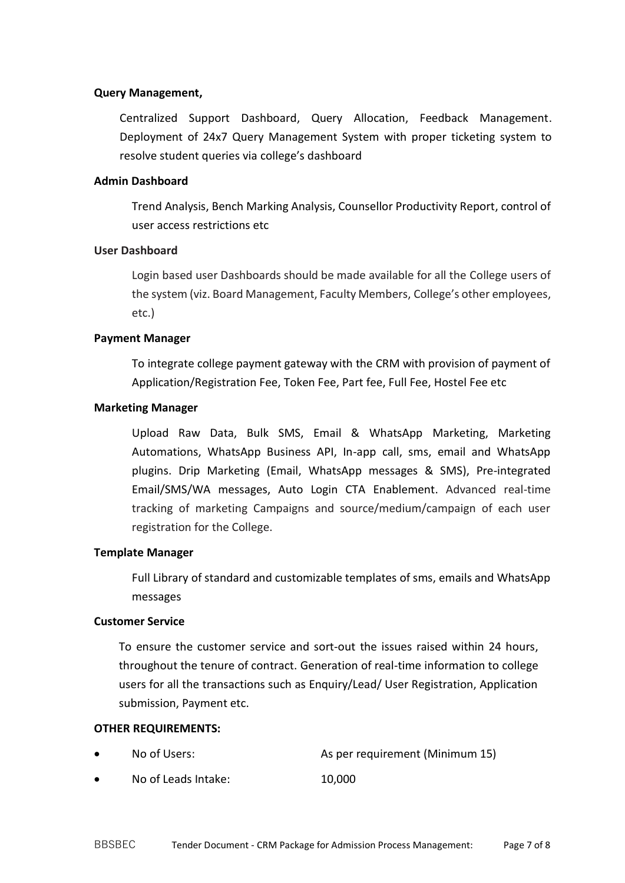**Query Management,**

Centralized Support Dashboard, Query Allocation, Feedback Management. Deployment of 24x7 Query Management System with proper ticketing system to resolve student queries via college's dashboard

**Admin Dashboard**

Trend Analysis, Bench Marking Analysis, Counsellor Productivity Report, control of user access restrictions etc

**User Dashboard**

Login based user Dashboards should be made available for all the College users of the system (viz. Board Management, Faculty Members, College's other employees, etc.)

**Payment Manager**

To integrate college payment gateway with the CRM with provision of payment of Application/Registration Fee, Token Fee, Part fee, Full Fee, Hostel Fee etc

**Marketing Manager**

Upload Raw Data, Bulk SMS, Email & WhatsApp Marketing, Marketing Automations, WhatsApp Business API, In-app call, sms, email and WhatsApp plugins. Drip Marketing (Email, WhatsApp messages & SMS), Pre-integrated Email/SMS/WA messages, Auto Login CTA Enablement. Advanced real-time tracking of marketing Campaigns and source/medium/campaign of each user registration for the College.

**Template Manager**

Full Library of standard and customizable templates of sms, emails and WhatsApp messages

**Customer Service**

To ensure the customer service and sort-out the issues raised within 24 hours, throughout the tenure of contract. Generation of real-time information to college users for all the transactions such as Enquiry/Lead/ User Registration, Application submission, Payment etc.

**OTHER REQUIREMENTS:**

- No of Users: As per requirement (Minimum 15)
- No of Leads Intake: 10,000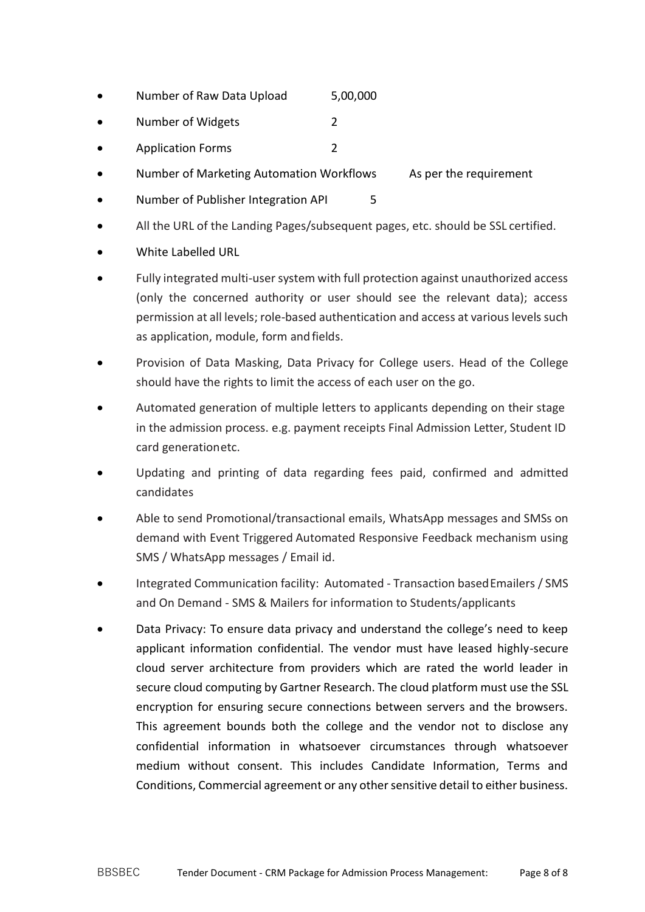- Number of Raw Data Upload 5,00,000
- Number of Widgets 2
- Application Forms 2
- Number of Marketing Automation Workflows As per the requirement
- Number of Publisher Integration API 5
- All the URL of the Landing Pages/subsequent pages, etc. should be SSL certified.
- White Labelled URL
- Fully integrated multi-user system with full protection against unauthorized access (only the concerned authority or user should see the relevant data); access permission at all levels; role-based authentication and access at various levels such as application, module, form and fields.
- Provision of Data Masking, Data Privacy for College users. Head of the College should have the rights to limit the access of each user on the go.
- Automated generation of multiple letters to applicants depending on their stage in the admission process. e.g. payment receipts Final Admission Letter, Student ID card generation etc.
- Updating and printing of data regarding fees paid, confirmed and admitted candidates
- Able to send Promotional/transactional emails, WhatsApp messages and SMSs on demand with Event Triggered Automated Responsive Feedback mechanism using SMS / WhatsApp messages / Email id.
- Integrated Communication facility: Automated - Transaction based Emailers / SMS and On Demand - SMS & Mailers for information to Students/applicants
- Data Privacy: To ensure data privacy and understand the college's need to keep applicant information confidential. The vendor must have leased highly-secure cloud server architecture from providers which are rated the world leader in secure cloud computing by Gartner Research. The cloud platform must use the SSL encryption for ensuring secure connections between servers and the browsers. This agreement bounds both the college and the vendor not to disclose any confidential information in whatsoever circumstances through whatsoever medium without consent. This includes Candidate Information, Terms and Conditions, Commercial agreement or any other sensitive detail to either business.